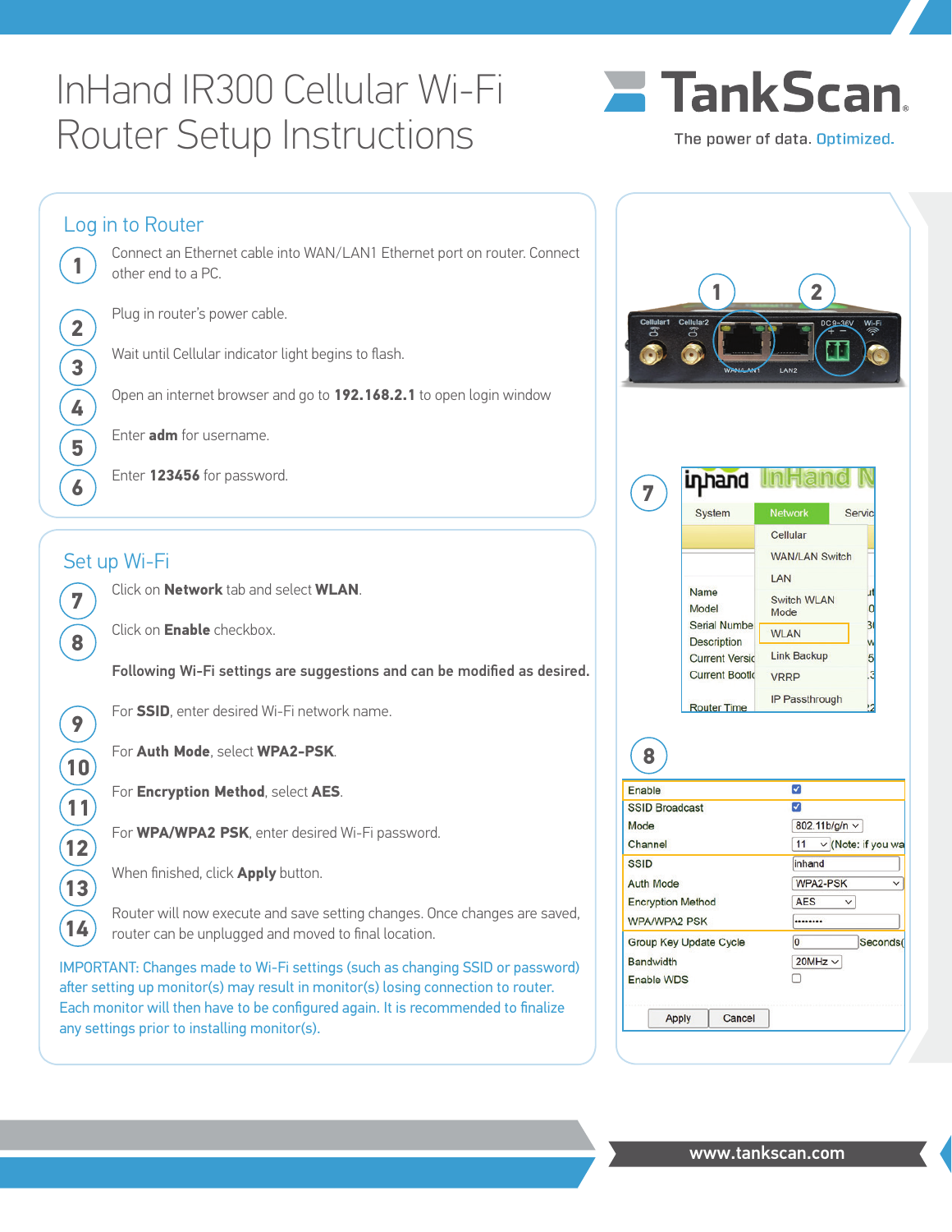# InHand IR300 Cellular Wi-Fi Router Setup Instructions

TankScan

The power of data. Optimized.

## Log in to Router

1. Connect an Ethernet cable into WAN/LAN1 Ethernet port on router. Connect other end to a PC.
2. Plug in router's power cable.
3. Wait until Cellular indicator light begins to flash.
4. Open an internet browser and go to **192.168.2.1** to open login window
5. Enter **adm** for username.
6. Enter **123456** for password.

## Set up Wi-Fi

7. Click on **Network** tab and select **WLAN**.
8. Click on **Enable** checkbox.

**Following Wi-Fi settings are suggestions and can be modified as desired.**

9. For **SSID**, enter desired Wi-Fi network name.
10. For **Auth Mode**, select **WPA2-PSK**.
11. For **Encryption Method**, select **AES**.
12. For **WPA/WPA2 PSK**, enter desired Wi-Fi password.
13. When finished, click **Apply** button.
14. Router will now execute and save setting changes. Once changes are saved, router can be unplugged and moved to final location.

IMPORTANT: Changes made to Wi-Fi settings (such as changing SSID or password) after setting up monitor(s) may result in monitor(s) losing connection to router. Each monitor will then have to be configured again. It is recommended to finalize any settings prior to installing monitor(s).

www.tankscan.com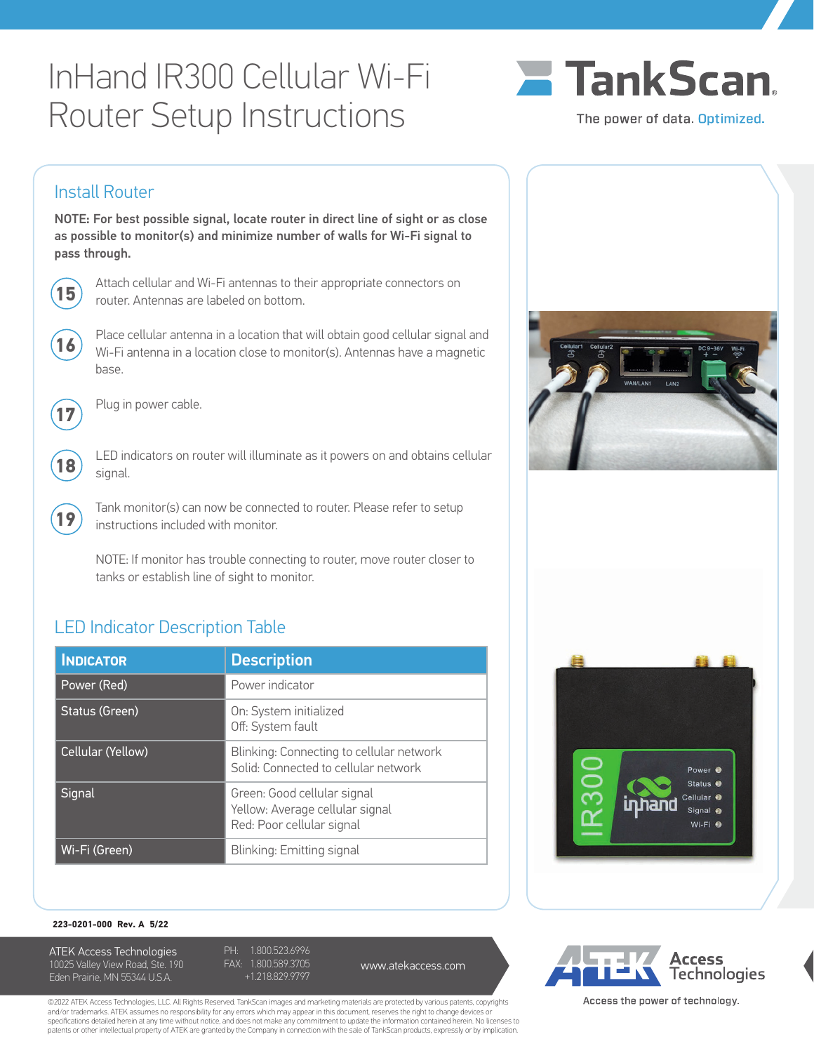# InHand IR300 Cellular Wi-Fi Router Setup Instructions

TankScan

The power of data. Optimized.

## Install Router

**NOTE: For best possible signal, locate router in direct line of sight or as close as possible to monitor(s) and minimize number of walls for Wi-Fi signal to pass through.**

15. Attach cellular and Wi-Fi antennas to their appropriate connectors on router. Antennas are labeled on bottom.
16. Place cellular antenna in a location that will obtain good cellular signal and Wi-Fi antenna in a location close to monitor(s). Antennas have a magnetic base.
17. Plug in power cable.
18. LED indicators on router will illuminate as it powers on and obtains cellular signal.
19. Tank monitor(s) can now be connected to router. Please refer to setup instructions included with monitor.

NOTE: If monitor has trouble connecting to router, move router closer to tanks or establish line of sight to monitor.

## LED Indicator Description Table

| Indicator | Description |
|---|---|
| Power (Red) | Power indicator |
| Status (Green) | On: System initialized<br>Off: System fault |
| Cellular (Yellow) | Blinking: Connecting to cellular network<br>Solid: Connected to cellular network |
| Signal | Green: Good cellular signal<br>Yellow: Average cellular signal<br>Red: Poor cellular signal |
| Wi-Fi (Green) | Blinking: Emitting signal |

**223-0201-000 Rev. A 5/22**

ATEK Access Technologies
10025 Valley View Road, Ste. 190
Eden Prairie, MN 55344 U.S.A.

PH: 1.800.523.6996
FAX: 1.800.589.3705
+1.218.829.9797

www.atekaccess.com

ATEK Access Technologies

Access the power of technology.

©2022 ATEK Access Technologies, LLC. All Rights Reserved. TankScan images and marketing materials are protected by various patents, copyrights and/or trademarks. ATEK assumes no responsibility for any errors which may appear in this document, reserves the right to change devices or specifications detailed herein at any time without notice, and does not make any commitment to update the information contained herein. No licenses to patents or other intellectual property of ATEK are granted by the Company in connection with the sale of TankScan products, expressly or by implication.